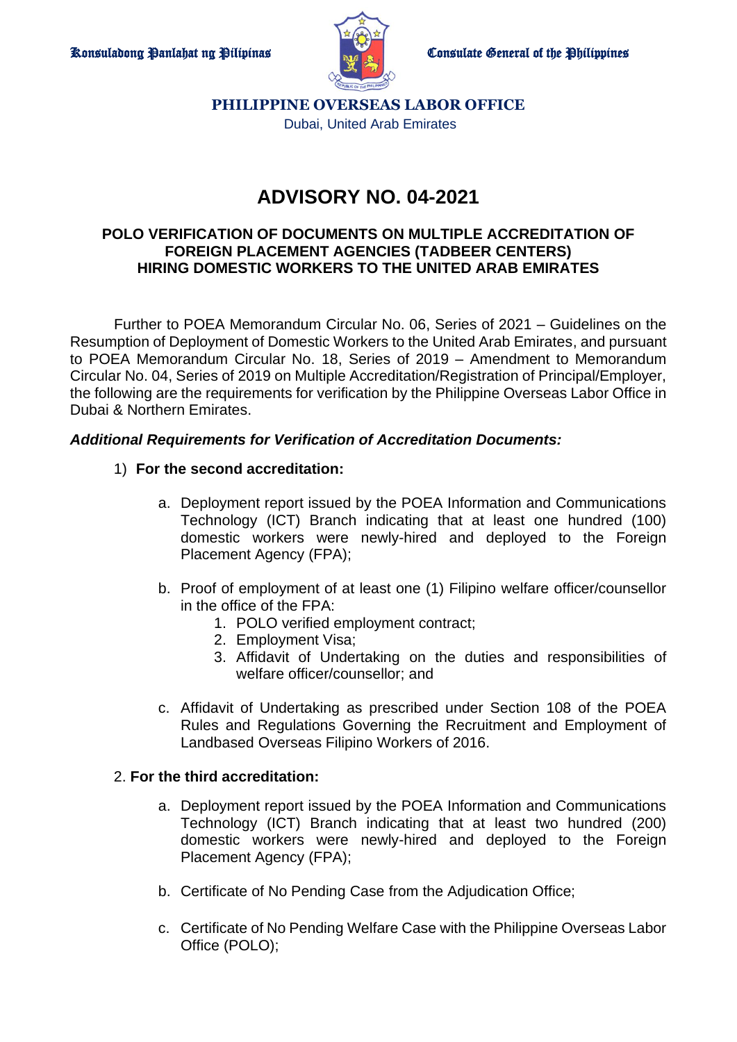Konsuladong Panlahat ng Pilipinas

Consulate General of the Philippines

**PHILIPPINE OVERSEAS LABOR OFFICE**

Dubai, United Arab Emirates

# ADVISORY NO. 04-2021

### POLO VERIFICATION OF DOCUMENTS ON MULTIPLE ACCREDITATION OF FOREIGN PLACEMENT AGENCIES (TADBEER CENTERS) HIRING DOMESTIC WORKERS TO THE UNITED ARAB EMIRATES

Further to POEA Memorandum Circular No. 06, Series of 2021 – Guidelines on the Resumption of Deployment of Domestic Workers to the United Arab Emirates, and pursuant to POEA Memorandum Circular No. 18, Series of 2019 – Amendment to Memorandum Circular No. 04, Series of 2019 on Multiple Accreditation/Registration of Principal/Employer, the following are the requirements for verification by the Philippine Overseas Labor Office in Dubai & Northern Emirates.

***Additional Requirements for Verification of Accreditation Documents:***

1) **For the second accreditation:**

   a. Deployment report issued by the POEA Information and Communications Technology (ICT) Branch indicating that at least one hundred (100) domestic workers were newly-hired and deployed to the Foreign Placement Agency (FPA);

   b. Proof of employment of at least one (1) Filipino welfare officer/counsellor in the office of the FPA:
      1. POLO verified employment contract;
      2. Employment Visa;
      3. Affidavit of Undertaking on the duties and responsibilities of welfare officer/counsellor; and

   c. Affidavit of Undertaking as prescribed under Section 108 of the POEA Rules and Regulations Governing the Recruitment and Employment of Landbased Overseas Filipino Workers of 2016.

2. **For the third accreditation:**

   a. Deployment report issued by the POEA Information and Communications Technology (ICT) Branch indicating that at least two hundred (200) domestic workers were newly-hired and deployed to the Foreign Placement Agency (FPA);

   b. Certificate of No Pending Case from the Adjudication Office;

   c. Certificate of No Pending Welfare Case with the Philippine Overseas Labor Office (POLO);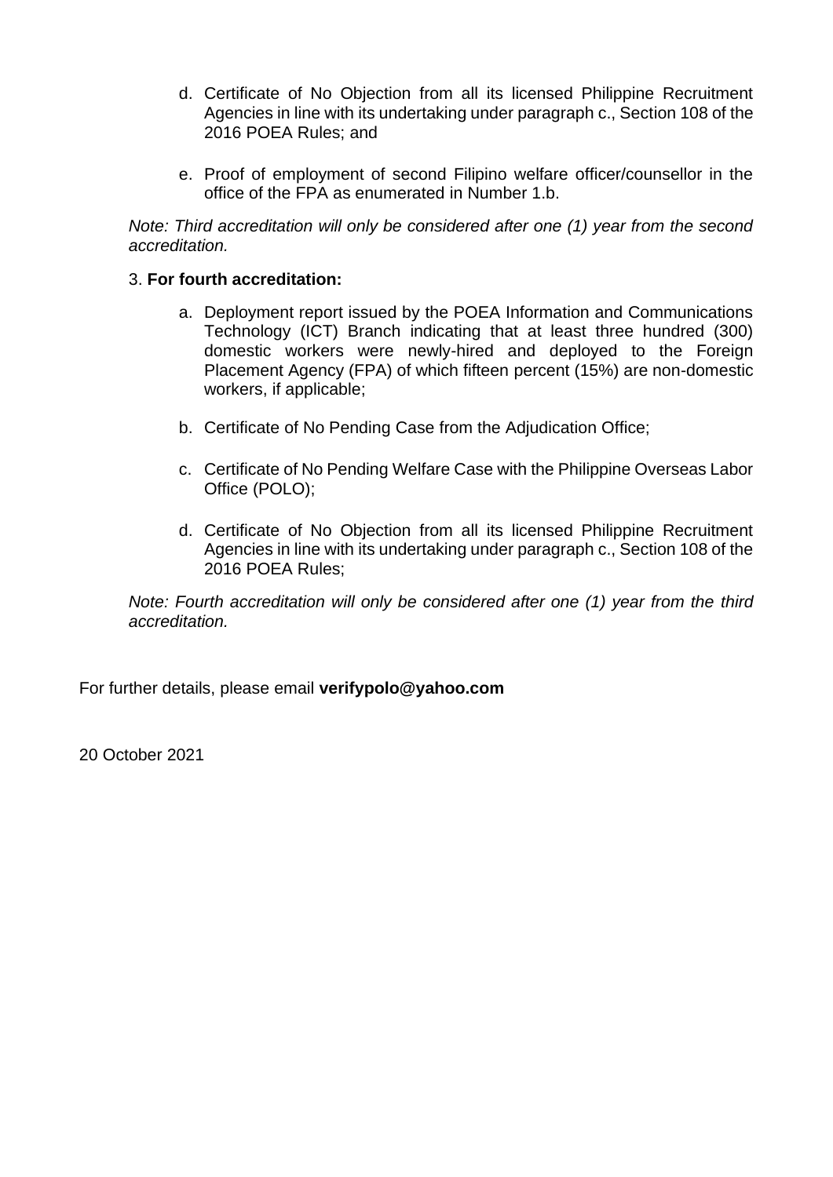d. Certificate of No Objection from all its licensed Philippine Recruitment Agencies in line with its undertaking under paragraph c., Section 108 of the 2016 POEA Rules; and

e. Proof of employment of second Filipino welfare officer/counsellor in the office of the FPA as enumerated in Number 1.b.

*Note: Third accreditation will only be considered after one (1) year from the second accreditation.*

3. **For fourth accreditation:**

   a. Deployment report issued by the POEA Information and Communications Technology (ICT) Branch indicating that at least three hundred (300) domestic workers were newly-hired and deployed to the Foreign Placement Agency (FPA) of which fifteen percent (15%) are non-domestic workers, if applicable;

   b. Certificate of No Pending Case from the Adjudication Office;

   c. Certificate of No Pending Welfare Case with the Philippine Overseas Labor Office (POLO);

   d. Certificate of No Objection from all its licensed Philippine Recruitment Agencies in line with its undertaking under paragraph c., Section 108 of the 2016 POEA Rules;

*Note: Fourth accreditation will only be considered after one (1) year from the third accreditation.*

For further details, please email **verifypolo@yahoo.com**

20 October 2021